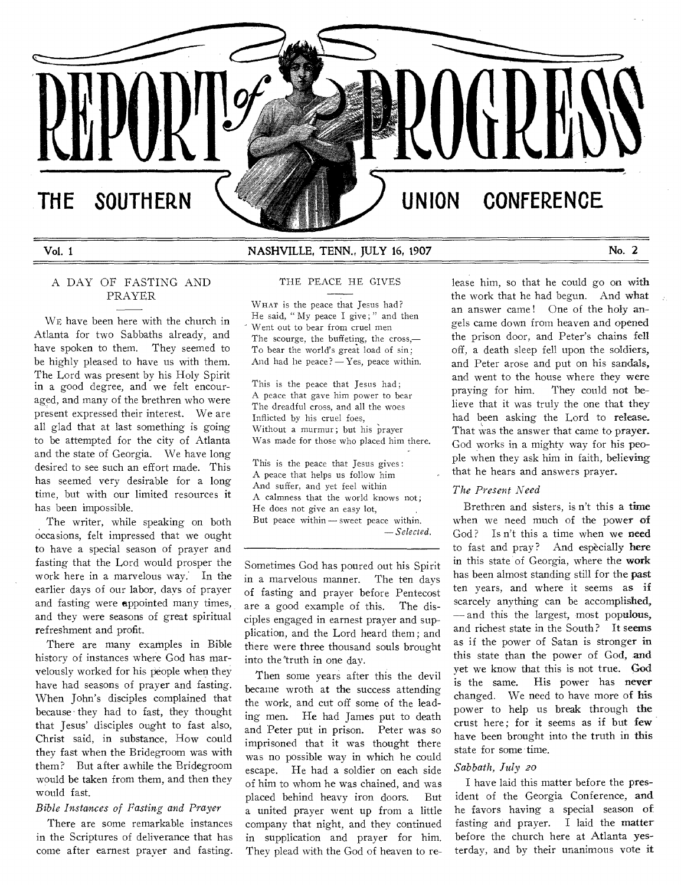# REPORT of PROGRESS

## THE SOUTHERN UNION CONFERENCE

Vol. 1 NASHVILLE, TENN., JULY 16, 1907 No. 2

## A DAY OF FASTING AND PRAYER

WE have been here with the church in Atlanta for two Sabbaths already, and have spoken to them. They seemed to be highly pleased to have us with them. The Lord was present by his Holy Spirit in a good degree, and we felt encouraged, and many of the brethren who were present expressed their interest. We are all glad that at last something is going to be attempted for the city of Atlanta and the state of Georgia. We have long desired to see such an effort made. This has seemed very desirable for a long time, but with our limited resources it has been impossible.

The writer, while speaking on both occasions, felt impressed that we ought to have a special season of prayer and fasting that the Lord would prosper the work here in a marvelous way. In the earlier days of our labor, days of prayer and fasting were appointed many times, and they were seasons of great spiritual refreshment and profit.

There are many examples in Bible history of instances where God has marvelously worked for his people when they have had seasons of prayer and fasting. When John's disciples complained that because they had to fast, they thought that Jesus' disciples ought to fast also, Christ said, in substance, How could they fast when the Bridegroom was with them? But after awhile the Bridegroom would be taken from them, and then they would fast.

### *Bible Instances of Fasting and Prayer*

There are some remarkable instances in the Scriptures of deliverance that has come after earnest prayer and fasting.

### THE PEACE HE GIVES

WHAT is the peace that Jesus had?
He said, "My peace I give;" and then
Went out to bear from cruel men
The scourge, the buffeting, the cross,—
To bear the world's great load of sin;
And had he peace? — Yes, peace within.

This is the peace that Jesus had;
A peace that gave him power to bear
The dreadful cross, and all the woes
Inflicted by his cruel foes,
Without a murmur; but his prayer
Was made for those who placed him there.

This is the peace that Jesus gives:
A peace that helps us follow him
And suffer, and yet feel within
A calmness that the world knows not;
He does not give an easy lot,
But peace within — sweet peace within.

— *Selected.*

Sometimes God has poured out his Spirit in a marvelous manner. The ten days of fasting and prayer before Pentecost are a good example of this. The disciples engaged in earnest prayer and supplication, and the Lord heard them; and there were three thousand souls brought into the truth in one day.

Then some years after this the devil became wroth at the success attending the work, and cut off some of the leading men. He had James put to death and Peter put in prison. Peter was so imprisoned that it was thought there was no possible way in which he could escape. He had a soldier on each side of him to whom he was chained, and was placed behind heavy iron doors. But a united prayer went up from a little company that night, and they continued in supplication and prayer for him. They plead with the God of heaven to release him, so that he could go on with the work that he had begun. And what an answer came! One of the holy angels came down from heaven and opened the prison door, and Peter's chains fell off, a death sleep fell upon the soldiers, and Peter arose and put on his sandals, and went to the house where they were praying for him. They could not believe that it was truly the one that they had been asking the Lord to release. That was the answer that came to prayer. God works in a mighty way for his people when they ask him in faith, believing that he hears and answers prayer.

### *The Present Need*

Brethren and sisters, is n't this a time when we need much of the power of God? Is n't this a time when we need to fast and pray? And especially here in this state of Georgia, where the work has been almost standing still for the past ten years, and where it seems as if scarcely anything can be accomplished, — and this the largest, most populous, and richest state in the South? It seems as if the power of Satan is stronger in this state than the power of God, and yet we know that this is not true. God is the same. His power has never changed. We need to have more of his power to help us break through the crust here; for it seems as if but few have been brought into the truth in this state for some time.

### *Sabbath, July 20*

I have laid this matter before the president of the Georgia Conference, and he favors having a special season of fasting and prayer. I laid the matter before the church here at Atlanta yesterday, and by their unanimous vote it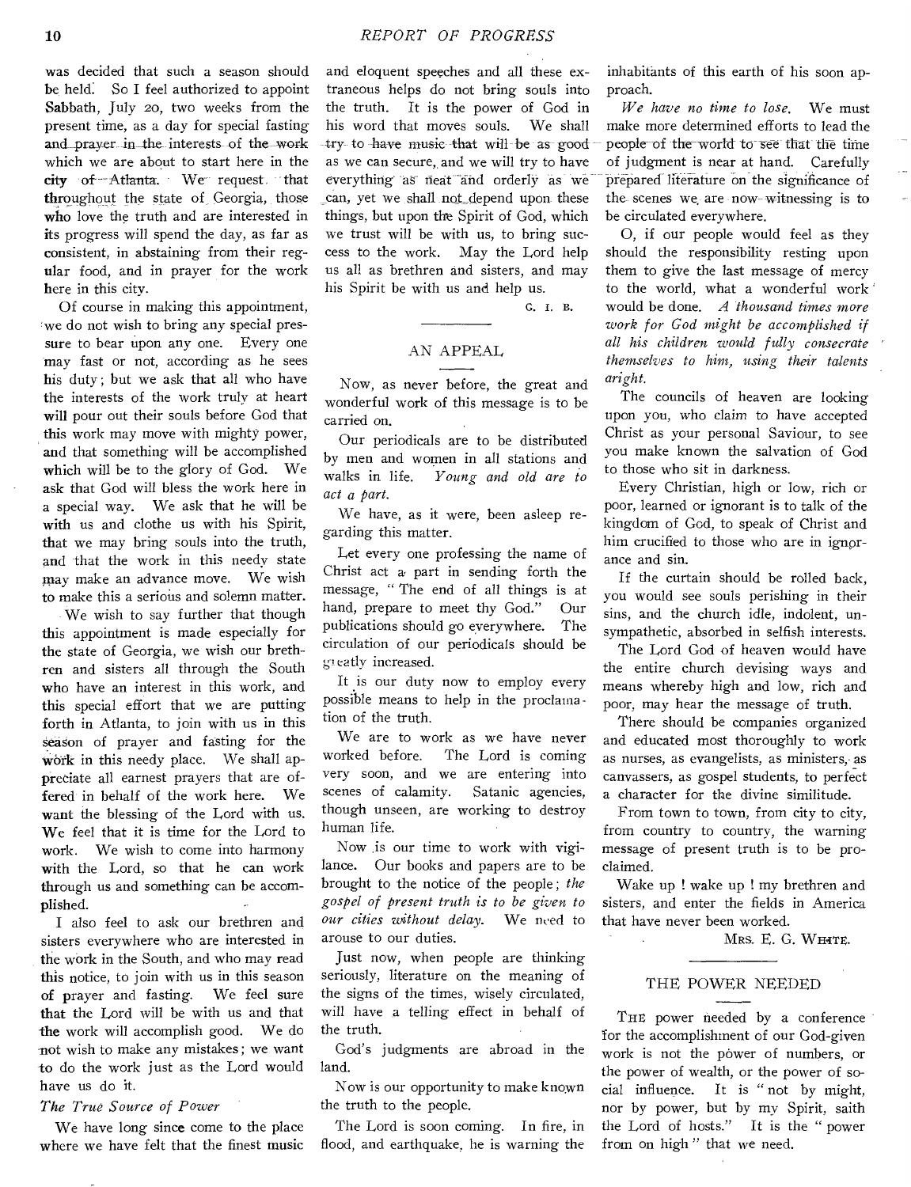was decided that such a season should be held. So I feel authorized to appoint Sabbath, July 20, two weeks from the present time, as a day for special fasting and prayer in the interests of the work which we are about to start here in the city of Atlanta. We request that throughout the state of Georgia, those who love the truth and are interested in its progress will spend the day, as far as consistent, in abstaining from their regular food, and in prayer for the work here in this city.

Of course in making this appointment, we do not wish to bring any special pressure to bear upon any one. Every one may fast or not, according as he sees his duty; but we ask that all who have the interests of the work truly at heart will pour out their souls before God that this work may move with mighty power, and that something will be accomplished which will be to the glory of God. We ask that God will bless the work here in a special way. We ask that he will be with us and clothe us with his Spirit, that we may bring souls into the truth, and that the work in this needy state may make an advance move. We wish to make this a serious and solemn matter.

We wish to say further that though this appointment is made especially for the state of Georgia, we wish our brethren and sisters all through the South who have an interest in this work, and this special effort that we are putting forth in Atlanta, to join with us in this season of prayer and fasting for the work in this needy place. We shall appreciate all earnest prayers that are offered in behalf of the work here. We want the blessing of the Lord with us. We feel that it is time for the Lord to work. We wish to come into harmony with the Lord, so that he can work through us and something can be accomplished.

I also feel to ask our brethren and sisters everywhere who are interested in the work in the South, and who may read this notice, to join with us in this season of prayer and fasting. We feel sure that the Lord will be with us and that the work will accomplish good. We do not wish to make any mistakes; we want to do the work just as the Lord would have us do it.

*The True Source of Power*

We have long since come to the place where we have felt that the finest music and eloquent speeches and all these extraneous helps do not bring souls into the truth. It is the power of God in his word that moves souls. We shall try to have music that will be as good as we can secure, and we will try to have everything as neat and orderly as we can, yet we shall not depend upon these things, but upon the Spirit of God, which we trust will be with us, to bring success to the work. May the Lord help us all as brethren and sisters, and may his Spirit be with us and help us.

G. I. B.

## AN APPEAL

Now, as never before, the great and wonderful work of this message is to be carried on.

Our periodicals are to be distributed by men and women in all stations and walks in life. *Young and old are to act a part.*

We have, as it were, been asleep regarding this matter.

Let every one professing the name of Christ act a part in sending forth the message, "The end of all things is at hand, prepare to meet thy God." Our publications should go everywhere. The circulation of our periodicals should be greatly increased.

It is our duty now to employ every possible means to help in the proclamation of the truth.

We are to work as we have never worked before. The Lord is coming very soon, and we are entering into scenes of calamity. Satanic agencies, though unseen, are working to destroy human life.

Now is our time to work with vigilance. Our books and papers are to be brought to the notice of the people; *the gospel of present truth is to be given to our cities without delay.* We need to arouse to our duties.

Just now, when people are thinking seriously, literature on the meaning of the signs of the times, wisely circulated, will have a telling effect in behalf of the truth.

God's judgments are abroad in the land.

Now is our opportunity to make known the truth to the people.

The Lord is soon coming. In fire, in flood, and earthquake, he is warning the inhabitants of this earth of his soon approach.

*We have no time to lose.* We must make more determined efforts to lead the people of the world to see that the time of judgment is near at hand. Carefully prepared literature on the significance of the scenes we are now witnessing is to be circulated everywhere.

O, if our people would feel as they should the responsibility resting upon them to give the last message of mercy to the world, what a wonderful work would be done. *A thousand times more work for God might be accomplished if all his children would fully consecrate themselves to him, using their talents aright.*

The councils of heaven are looking upon you, who claim to have accepted Christ as your personal Saviour, to see you make known the salvation of God to those who sit in darkness.

Every Christian, high or low, rich or poor, learned or ignorant is to talk of the kingdom of God, to speak of Christ and him crucified to those who are in ignorance and sin.

If the curtain should be rolled back, you would see souls perishing in their sins, and the church idle, indolent, unsympathetic, absorbed in selfish interests.

The Lord God of heaven would have the entire church devising ways and means whereby high and low, rich and poor, may hear the message of truth.

There should be companies organized and educated most thoroughly to work as nurses, as evangelists, as ministers, as canvassers, as gospel students, to perfect a character for the divine similitude.

From town to town, from city to city, from country to country, the warning message of present truth is to be proclaimed.

Wake up! wake up! my brethren and sisters, and enter the fields in America that have never been worked.

MRS. E. G. WHITE.

## THE POWER NEEDED

THE power needed by a conference for the accomplishment of our God-given work is not the power of numbers, or the power of wealth, or the power of social influence. It is "not by might, nor by power, but by my Spirit, saith the Lord of hosts." It is the "power from on high" that we need.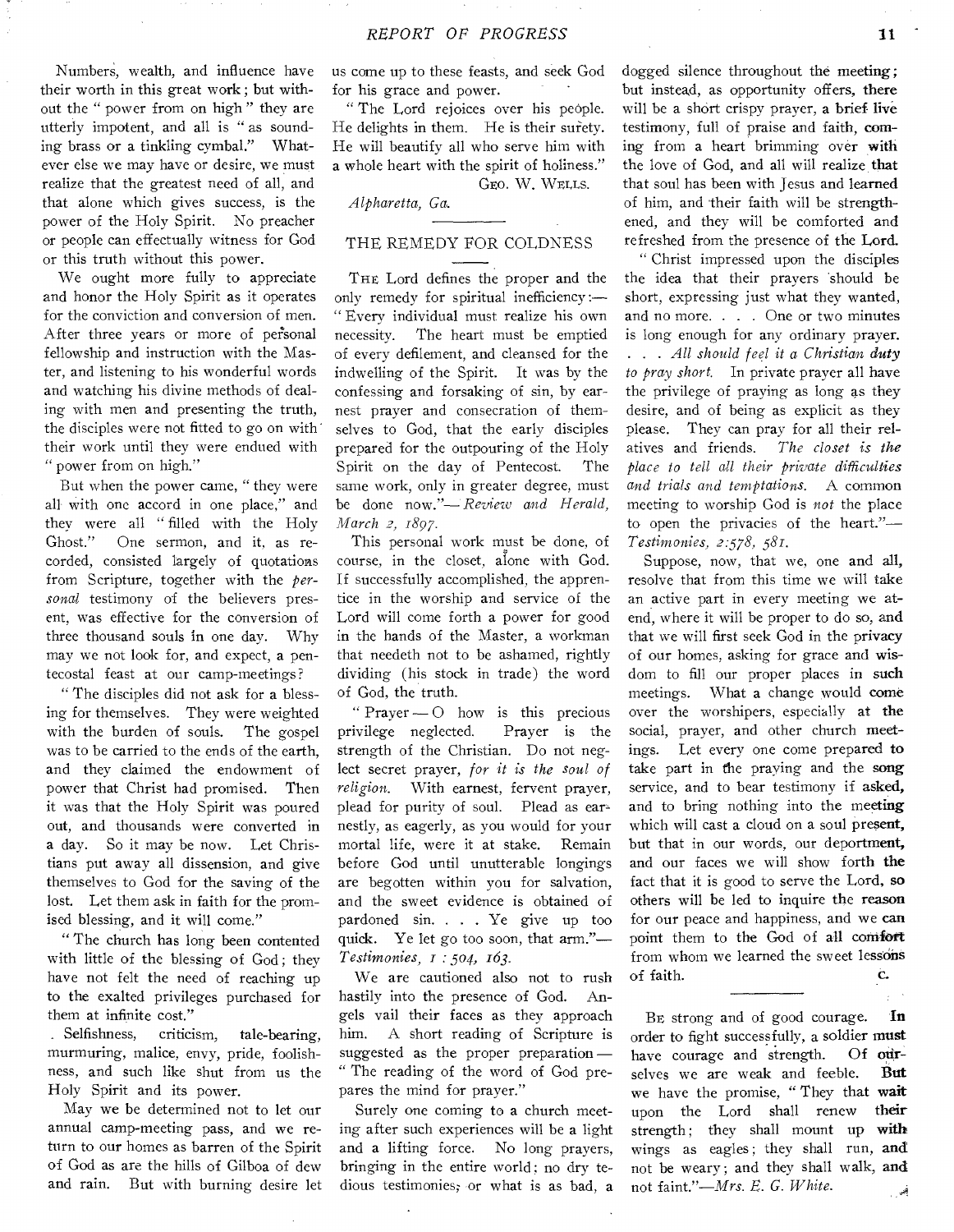Numbers, wealth, and influence have their worth in this great work; but without the "power from on high" they are utterly impotent, and all is "as sounding brass or a tinkling cymbal." Whatever else we may have or desire, we must realize that the greatest need of all, and that alone which gives success, is the power of the Holy Spirit. No preacher or people can effectually witness for God or this truth without this power.

We ought more fully to appreciate and honor the Holy Spirit as it operates for the conviction and conversion of men. After three years or more of personal fellowship and instruction with the Master, and listening to his wonderful words and watching his divine methods of dealing with men and presenting the truth, the disciples were not fitted to go on with their work until they were endued with "power from on high."

But when the power came, "they were all with one accord in one place," and they were all "filled with the Holy Ghost." One sermon, and it, as recorded, consisted largely of quotations from Scripture, together with the *personal* testimony of the believers present, was effective for the conversion of three thousand souls in one day. Why may we not look for, and expect, a pentecostal feast at our camp-meetings?

"The disciples did not ask for a blessing for themselves. They were weighted with the burden of souls. The gospel was to be carried to the ends of the earth, and they claimed the endowment of power that Christ had promised. Then it was that the Holy Spirit was poured out, and thousands were converted in a day. So it may be now. Let Christians put away all dissension, and give themselves to God for the saving of the lost. Let them ask in faith for the promised blessing, and it will come."

"The church has long been contented with little of the blessing of God; they have not felt the need of reaching up to the exalted privileges purchased for them at infinite cost."

Selfishness, criticism, tale-bearing, murmuring, malice, envy, pride, foolishness, and such like shut from us the Holy Spirit and its power.

May we be determined not to let our annual camp-meeting pass, and we return to our homes as barren of the Spirit of God as are the hills of Gilboa of dew and rain. But with burning desire let us come up to these feasts, and seek God for his grace and power.

"The Lord rejoices over his people. He delights in them. He is their surety. He will beautify all who serve him with a whole heart with the spirit of holiness."

GEO. W. WELLS.

*Alpharetta, Ga.*

## THE REMEDY FOR COLDNESS

THE Lord defines the proper and the only remedy for spiritual inefficiency:— "Every individual must realize his own necessity. The heart must be emptied of every defilement, and cleansed for the indwelling of the Spirit. It was by the confessing and forsaking of sin, by earnest prayer and consecration of themselves to God, that the early disciples prepared for the outpouring of the Holy Spirit on the day of Pentecost. The same work, only in greater degree, must be done now."—*Review and Herald, March 2, 1897.*

This personal work must be done, of course, in the closet, alone with God. If successfully accomplished, the apprentice in the worship and service of the Lord will come forth a power for good in the hands of the Master, a workman that needeth not to be ashamed, rightly dividing (his stock in trade) the word of God, the truth.

"Prayer — O how is this precious privilege neglected. Prayer is the strength of the Christian. Do not neglect secret prayer, *for it is the soul of religion.* With earnest, fervent prayer, plead for purity of soul. Plead as earnestly, as eagerly, as you would for your mortal life, were it at stake. Remain before God until unutterable longings are begotten within you for salvation, and the sweet evidence is obtained of pardoned sin. . . . Ye give up too quick. Ye let go too soon, that arm."—*Testimonies, 1 : 504, 163.*

We are cautioned also not to rush hastily into the presence of God. Angels vail their faces as they approach him. A short reading of Scripture is suggested as the proper preparation — "The reading of the word of God prepares the mind for prayer."

Surely one coming to a church meeting after such experiences will be a light and a lifting force. No long prayers, bringing in the entire world; no dry tedious testimonies, or what is as bad, a dogged silence throughout the meeting; but instead, as opportunity offers, there will be a short crispy prayer, a brief live testimony, full of praise and faith, coming from a heart brimming over with the love of God, and all will realize that that soul has been with Jesus and learned of him, and their faith will be strengthened, and they will be comforted and refreshed from the presence of the Lord.

"Christ impressed upon the disciples the idea that their prayers should be short, expressing just what they wanted, and no more. . . . One or two minutes is long enough for any ordinary prayer. . . . *All should feel it a Christian duty to pray short.* In private prayer all have the privilege of praying as long as they desire, and of being as explicit as they please. They can pray for all their relatives and friends. *The closet is the place to tell all their private difficulties and trials and temptations.* A common meeting to worship God is *not* the place to open the privacies of the heart."—*Testimonies, 2:578, 581.*

Suppose, now, that we, one and all, resolve that from this time we will take an active part in every meeting we attend, where it will be proper to do so, and that we will first seek God in the privacy of our homes, asking for grace and wisdom to fill our proper places in such meetings. What a change would come over the worshipers, especially at the social, prayer, and other church meetings. Let every one come prepared to take part in the praying and the song service, and to bear testimony if asked, and to bring nothing into the meeting which will cast a cloud on a soul present, but that in our words, our deportment, and our faces we will show forth the fact that it is good to serve the Lord, so others will be led to inquire the reason for our peace and happiness, and we can point them to the God of all comfort from whom we learned the sweet lessons of faith.

C.

---

BE strong and of good courage. In order to fight successfully, a soldier must have courage and strength. Of ourselves we are weak and feeble. But we have the promise, "They that wait upon the Lord shall renew their strength; they shall mount up with wings as eagles; they shall run, and not be weary; and they shall walk, and not faint."—*Mrs. E. G. White.*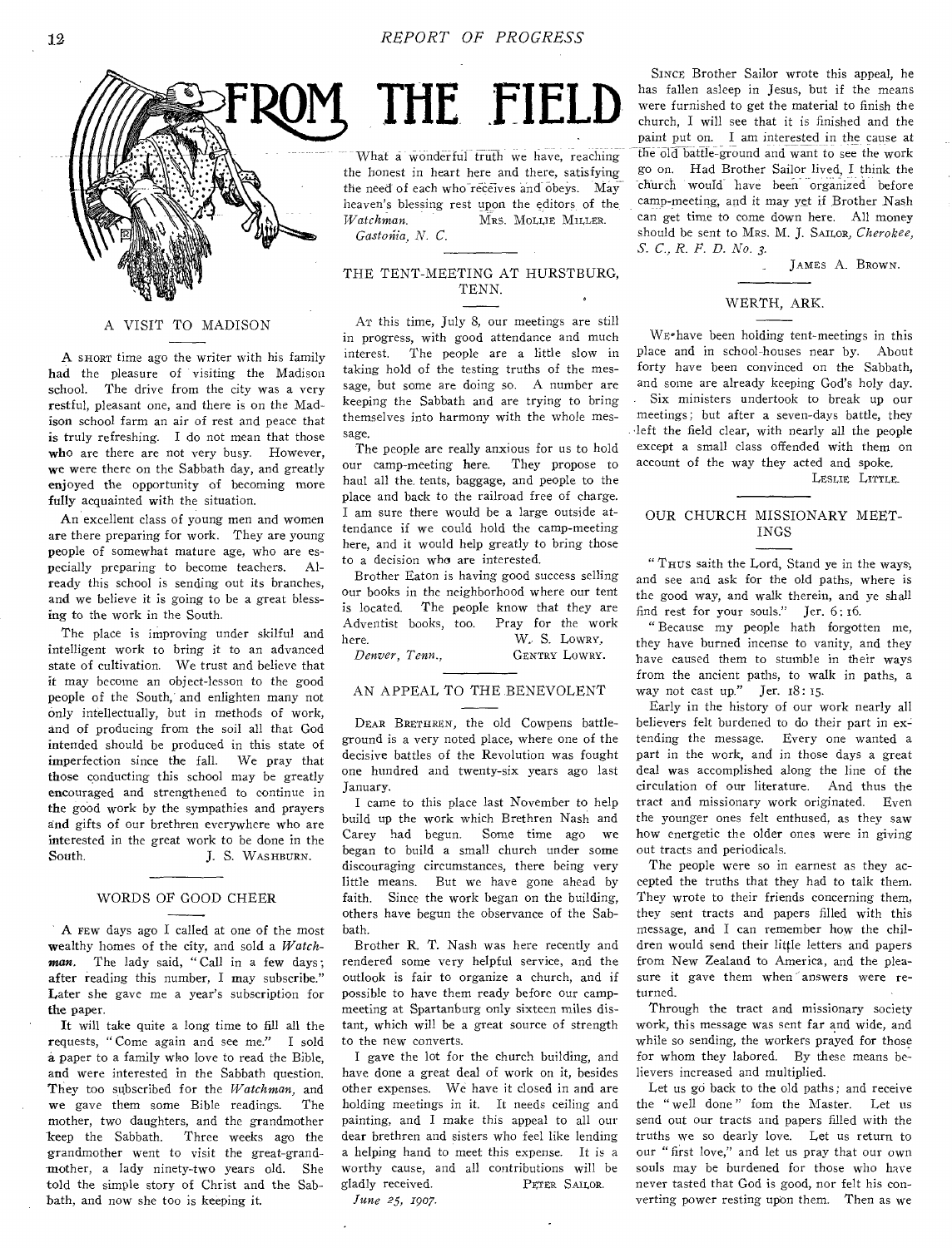# FROM THE FIELD

## A VISIT TO MADISON

A SHORT time ago the writer with his family had the pleasure of visiting the Madison school. The drive from the city was a very restful, pleasant one, and there is on the Madison school farm an air of rest and peace that is truly refreshing. I do not mean that those who are there are not very busy. However, we were there on the Sabbath day, and greatly enjoyed the opportunity of becoming more fully acquainted with the situation.

An excellent class of young men and women are there preparing for work. They are young people of somewhat mature age, who are especially preparing to become teachers. Already this school is sending out its branches, and we believe it is going to be a great blessing to the work in the South.

The place is improving under skilful and intelligent work to bring it to an advanced state of cultivation. We trust and believe that it may become an object-lesson to the good people of the South, and enlighten many not only intellectually, but in methods of work, and of producing from the soil all that God intended should be produced in this state of imperfection since the fall. We pray that those conducting this school may be greatly encouraged and strengthened to continue in the good work by the sympathies and prayers and gifts of our brethren everywhere who are interested in the great work to be done in the South.

J. S. WASHBURN.

## WORDS OF GOOD CHEER

A FEW days ago I called at one of the most wealthy homes of the city, and sold a *Watchman*. The lady said, "Call in a few days; after reading this number, I may subscribe." Later she gave me a year's subscription for the paper.

It will take quite a long time to fill all the requests, "Come again and see me." I sold a paper to a family who love to read the Bible, and were interested in the Sabbath question. They too subscribed for the *Watchman*, and we gave them some Bible readings. The mother, two daughters, and the grandmother keep the Sabbath. Three weeks ago the grandmother went to visit the great-grandmother, a lady ninety-two years old. She told the simple story of Christ and the Sabbath, and now she too is keeping it.

What a wonderful truth we have, reaching the honest in heart here and there, satisfying the need of each who receives and obeys. May heaven's blessing rest upon the editors of the *Watchman*.

MRS. MOLLIE MILLER.

*Gastonia, N. C.*

## THE TENT-MEETING AT HURSTBURG, TENN.

AT this time, July 8, our meetings are still in progress, with good attendance and much interest. The people are a little slow in taking hold of the testing truths of the message, but some are doing so. A number are keeping the Sabbath and are trying to bring themselves into harmony with the whole message.

The people are really anxious for us to hold our camp-meeting here. They propose to haul all the tents, baggage, and people to the place and back to the railroad free of charge. I am sure there would be a large outside attendance if we could hold the camp-meeting here, and it would help greatly to bring those to a decision who are interested.

Brother Eaton is having good success selling our books in the neighborhood where our tent is located. The people know that they are Adventist books, too. Pray for the work here.

W. S. LOWRY,
GENTRY LOWRY.

*Denver, Tenn.*,

## AN APPEAL TO THE BENEVOLENT

DEAR BRETHREN, the old Cowpens battle-ground is a very noted place, where one of the decisive battles of the Revolution was fought one hundred and twenty-six years ago last January.

I came to this place last November to help build up the work which Brethren Nash and Carey had begun. Some time ago we began to build a small church under some discouraging circumstances, there being very little means. But we have gone ahead by faith. Since the work began on the building, others have begun the observance of the Sabbath.

Brother R. T. Nash was here recently and rendered some very helpful service, and the outlook is fair to organize a church, and if possible to have them ready before our camp-meeting at Spartanburg only sixteen miles distant, which will be a great source of strength to the new converts.

I gave the lot for the church building, and have done a great deal of work on it, besides other expenses. We have it closed in and are holding meetings in it. It needs ceiling and painting, and I make this appeal to all our dear brethren and sisters who feel like lending a helping hand to meet this expense. It is a worthy cause, and all contributions will be gladly received.

PETER SAILOR.

*June 25, 1907.*

SINCE Brother Sailor wrote this appeal, he has fallen asleep in Jesus, but if the means were furnished to get the material to finish the church, I will see that it is finished and the paint put on. I am interested in the cause at the old battle-ground and want to see the work go on. Had Brother Sailor lived, I think the church would have been organized before camp-meeting, and it may yet if Brother Nash can get time to come down here. All money should be sent to MRS. M. J. SAILOR, *Cherokee, S. C., R. F. D. No. 3.*

JAMES A. BROWN.

## WERTH, ARK.

WE have been holding tent-meetings in this place and in school-houses near by. About forty have been convinced on the Sabbath, and some are already keeping God's holy day. Six ministers undertook to break up our meetings; but after a seven-days battle, they left the field clear, with nearly all the people except a small class offended with them on account of the way they acted and spoke.

LESLIE LITTLE.

## OUR CHURCH MISSIONARY MEETINGS

"THUS saith the Lord, Stand ye in the ways, and see and ask for the old paths, where is the good way, and walk therein, and ye shall find rest for your souls." Jer. 6:16.

"Because my people hath forgotten me, they have burned incense to vanity, and they have caused them to stumble in their ways from the ancient paths, to walk in paths, a way not cast up." Jer. 18:15.

Early in the history of our work nearly all believers felt burdened to do their part in extending the message. Every one wanted a part in the work, and in those days a great deal was accomplished along the line of the circulation of our literature. And thus the tract and missionary work originated. Even the younger ones felt enthused, as they saw how energetic the older ones were in giving out tracts and periodicals.

The people were so in earnest as they accepted the truths that they had to talk them. They wrote to their friends concerning them, they sent tracts and papers filled with this message, and I can remember how the children would send their little letters and papers from New Zealand to America, and the pleasure it gave them when answers were returned.

Through the tract and missionary society work, this message was sent far and wide, and while so sending, the workers prayed for those for whom they labored. By these means believers increased and multiplied.

Let us go back to the old paths; and receive the "well done" fom the Master. Let us send out our tracts and papers filled with the truths we so dearly love. Let us return to our "first love," and let us pray that our own souls may be burdened for those who have never tasted that God is good, nor felt his converting power resting upon them. Then as we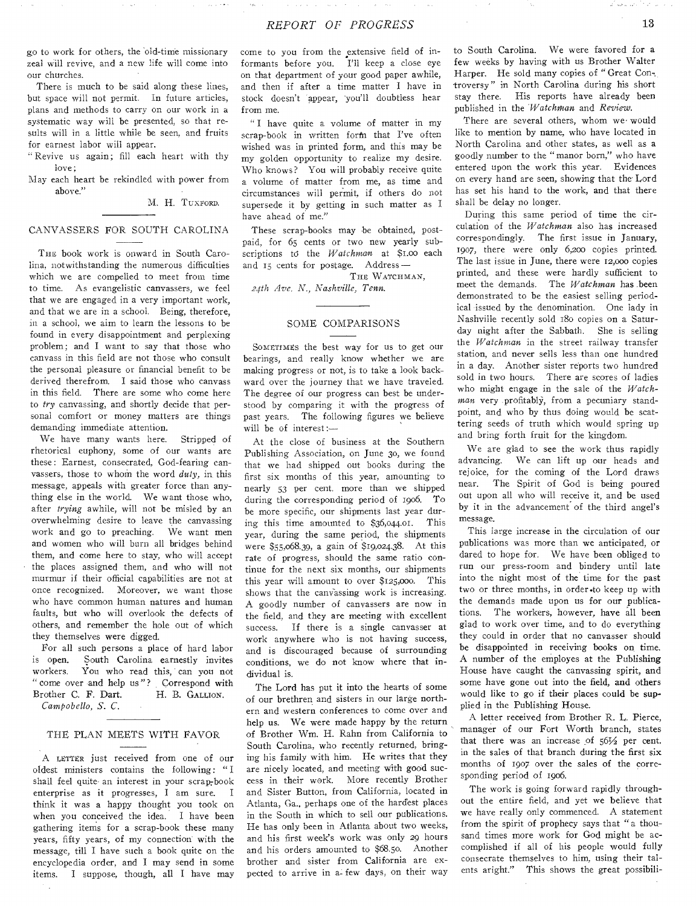go to work for others, the old-time missionary zeal will revive, and a new life will come into our churches.

There is much to be said along these lines, but space will not permit. In future articles, plans and methods to carry on our work in a systematic way will be presented, so that results will in a little while be seen, and fruits for earnest labor will appear.

"Revive us again; fill each heart with thy love;
May each heart be rekindled with power from above."

M. H. TUXFORD.

## CANVASSERS FOR SOUTH CAROLINA

THE book work is onward in South Carolina, notwithstanding the numerous difficulties which we are compelled to meet from time to time. As evangelistic canvassers, we feel that we are engaged in a very important work, and that we are in a school. Being, therefore, in a school, we aim to learn the lessons to be found in every disappointment and perplexing problem; and I want to say that those who canvass in this field are not those who consult the personal pleasure or financial benefit to be derived therefrom. I said those who canvass in this field. There are some who come here to *try* canvassing, and shortly decide that personal comfort or money matters are things demanding immediate attention.

We have many wants here. Stripped of rhetorical euphony, some of our wants are these: Earnest, consecrated, God-fearing canvassers, those to whom the word *duty*, in this message, appeals with greater force than anything else in the world. We want those who, after *trying* awhile, will not be misled by an overwhelming desire to leave the canvassing work and go to preaching. We want men and women who will burn all bridges behind them, and come here to stay, who will accept the places assigned them, and who will not murmur if their official capabilities are not at once recognized. Moreover, we want those who have common human natures and human faults, but who will overlook the defects of others, and remember the hole out of which they themselves were digged.

For all such persons a place of hard labor is open. South Carolina earnestly invites workers. You who read this, can you not "come over and help us"? Correspond with Brother C. F. Dart. H. B. GALLION.

*Campobello, S. C.*

## THE PLAN MEETS WITH FAVOR

A LETTER just received from one of our oldest ministers contains the following: "I shall feel quite an interest in your scrap-book enterprise as it progresses, I am sure. I think it was a happy thought you took on when you conceived the idea. I have been gathering items for a scrap-book these many years, fifty years, of my connection with the message, till I have such a book quite on the encyclopedia order, and I may send in some items. I suppose, though, all I have may come to you from the extensive field of informants before you. I'll keep a close eye on that department of your good paper awhile, and then if after a time matter I have in stock doesn't appear, you'll doubtless hear from me.

"I have quite a volume of matter in my scrap-book in written form that I've often wished was in printed form, and this may be my golden opportunity to realize my desire. Who knows? You will probably receive quite a volume of matter from me, as time and circumstances will permit, if others do not supersede it by getting in such matter as I have ahead of me."

These scrap-books may be obtained, postpaid, for 65 cents or two new yearly subscriptions to the *Watchman* at $1.00 each and 15 cents for postage. Address—

THE WATCHMAN,
*24th Ave. N., Nashville, Tenn.*

## SOME COMPARISONS

SOMETIMES the best way for us to get our bearings, and really know whether we are making progress or not, is to take a look backward over the journey that we have traveled. The degree of our progress can best be understood by comparing it with the progress of past years. The following figures we believe will be of interest:—

At the close of business at the Southern Publishing Association, on June 30, we found that we had shipped out books during the first six months of this year, amounting to nearly 53 per cent. more than we shipped during the corresponding period of 1906. To be more specific, our shipments last year during this time amounted to $36,044.01. This year, during the same period, the shipments were $55,068.39, a gain of $19,024.38. At this rate of progress, should the same ratio continue for the next six months, our shipments this year will amount to over $125,000. This shows that the canvassing work is increasing. A goodly number of canvassers are now in the field, and they are meeting with excellent success. If there is a single canvasser at work anywhere who is not having success, and is discouraged because of surrounding conditions, we do not know where that individual is.

The Lord has put it into the hearts of some of our brethren and sisters in our large northern and western conferences to come over and help us. We were made happy by the return of Brother Wm. H. Rahn from California to South Carolina, who recently returned, bringing his family with him. He writes that they are nicely located, and meeting with good success in their work. More recently Brother and Sister Button, from California, located in Atlanta, Ga., perhaps one of the hardest places in the South in which to sell our publications. He has only been in Atlanta about two weeks, and his first week's work was only 29 hours and his orders amounted to $68.50. Another brother and sister from California are expected to arrive in a few days, on their way to South Carolina. We were favored for a few weeks by having with us Brother Walter Harper. He sold many copies of "Great Controversy" in North Carolina during his short stay there. His reports have already been published in the *Watchman* and *Review*.

There are several others, whom we would like to mention by name, who have located in North Carolina and other states, as well as a goodly number to the "manor born," who have entered upon the work this year. Evidences on every hand are seen, showing that the Lord has set his hand to the work, and that there shall be delay no longer.

During this same period of time the circulation of the *Watchman* also has increased correspondingly. The first issue in January, 1907, there were only 6,200 copies printed. The last issue in June, there were 12,000 copies printed, and these were hardly sufficient to meet the demands. The *Watchman* has been demonstrated to be the easiest selling periodical issued by the denomination. One lady in Nashville recently sold 180 copies on a Saturday night after the Sabbath. She is selling the *Watchman* in the street railway transfer station, and never sells less than one hundred in a day. Another sister reports two hundred sold in two hours. There are scores of ladies who might engage in the sale of the *Watchman* very profitably, from a pecuniary standpoint, and who by thus doing would be scattering seeds of truth which would spring up and bring forth fruit for the kingdom.

We are glad to see the work thus rapidly advancing. We can lift up our heads and rejoice, for the coming of the Lord draws near. The Spirit of God is being poured out upon all who will receive it, and be used by it in the advancement of the third angel's message.

This large increase in the circulation of our publications was more than we anticipated, or dared to hope for. We have been obliged to run our press-room and bindery until late into the night most of the time for the past two or three months, in order to keep up with the demands made upon us for our publications. The workers, however, have all been glad to work over time, and to do everything they could in order that no canvasser should be disappointed in receiving books on time. A number of the employés at the Publishing House have caught the canvassing spirit, and some have gone out into the field, and others would like to go if their places could be supplied in the Publishing House.

A letter received from Brother R. L. Pierce, manager of our Fort Worth branch, states that there was an increase of 56½ per cent. in the sales of that branch during the first six months of 1907 over the sales of the corresponding period of 1906.

The work is going forward rapidly throughout the entire field, and yet we believe that we have really only commenced. A statement from the spirit of prophecy says that "a thousand times more work for God might be accomplished if all of his people would fully consecrate themselves to him, using their talents aright." This shows the great possibili-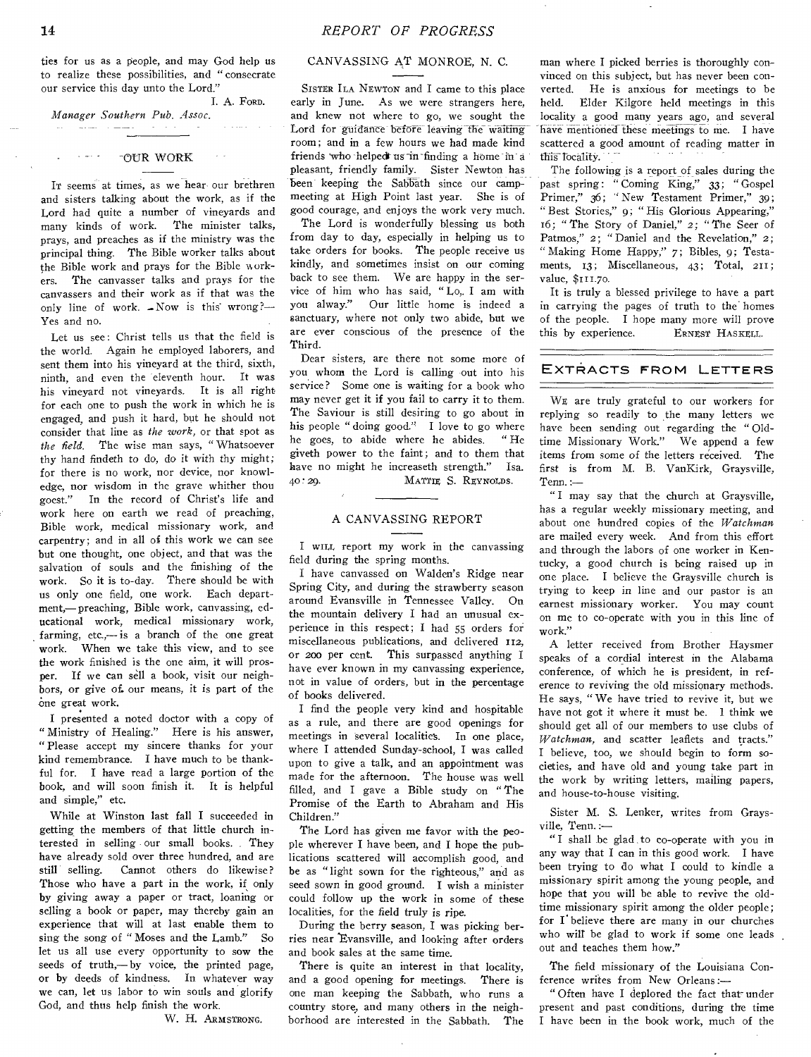ties for us as a people, and may God help us to realize these possibilities, and "consecrate our service this day unto the Lord."

I. A. FORD.

*Manager Southern Pub. Assoc.*

## OUR WORK

It seems at times, as we hear our brethren and sisters talking about the work, as if the Lord had quite a number of vineyards and many kinds of work. The minister talks, prays, and preaches as if the ministry was the principal thing. The Bible worker talks about the Bible work and prays for the Bible workers. The canvasser talks and prays for the canvassers and their work as if that was the only line of work. Now is this wrong?— Yes and no.

Let us see: Christ tells us that the field is the world. Again he employed laborers, and sent them into his vineyard at the third, sixth, ninth, and even the eleventh hour. It was his vineyard not vineyards. It is all right for each one to push the work in which he is engaged, and push it hard, but he should not consider that line as *the work*, or that spot as *the field*. The wise man says, "Whatsoever thy hand findeth to do, do it with thy might; for there is no work, nor device, nor knowledge, nor wisdom in the grave whither thou goest." In the record of Christ's life and work here on earth we read of preaching, Bible work, medical missionary work, and carpentry; and in all of this work we can see but one thought, one object, and that was the salvation of souls and the finishing of the work. So it is to-day. There should be with us only one field, one work. Each department,— preaching, Bible work, canvassing, educational work, medical missionary work, farming, etc.,— is a branch of the one great work. When we take this view, and to see the work finished is the one aim, it will prosper. If we can sell a book, visit our neighbors, or give of our means, it is part of the one great work.

I presented a noted doctor with a copy of "Ministry of Healing." Here is his answer, "Please accept my sincere thanks for your kind remembrance. I have much to be thankful for. I have read a large portion of the book, and will soon finish it. It is helpful and simple," etc.

While at Winston last fall I succeeded in getting the members of that little church interested in selling our small books. They have already sold over three hundred, and are still selling. Cannot others do likewise? Those who have a part in the work, if only by giving away a paper or tract, loaning or selling a book or paper, may thereby gain an experience that will at last enable them to sing the song of "Moses and the Lamb." So let us all use every opportunity to sow the seeds of truth,— by voice, the printed page, or by deeds of kindness. In whatever way we can, let us labor to win souls and glorify God, and thus help finish the work.

W. H. ARMSTRONG.

## CANVASSING AT MONROE, N. C.

SISTER ILA NEWTON and I came to this place early in June. As we were strangers here, and knew not where to go, we sought the Lord for guidance before leaving the waiting room; and in a few hours we had made kind friends who helped us in finding a home in a pleasant, friendly family. Sister Newton has been keeping the Sabbath since our campmeeting at High Point last year. She is of good courage, and enjoys the work very much.

The Lord is wonderfully blessing us both from day to day, especially in helping us to take orders for books. The people receive us kindly, and sometimes insist on our coming back to see them. We are happy in the service of him who has said, "Lo, I am with you alway." Our little home is indeed a sanctuary, where not only two abide, but we are ever conscious of the presence of the Third.

Dear sisters, are there not some more of you whom the Lord is calling out into his service? Some one is waiting for a book who may never get it if you fail to carry it to them. The Saviour is still desiring to go about in his people "doing good." I love to go where he goes, to abide where he abides. "He giveth power to the faint; and to them that have no might he increaseth strength." Isa. 40:29.

MATTIE S. REYNOLDS.

## A CANVASSING REPORT

I WILL report my work in the canvassing field during the spring months.

I have canvassed on Walden's Ridge near Spring City, and during the strawberry season around Evansville in Tennessee Valley. On the mountain delivery I had an unusual experience in this respect; I had 55 orders for miscellaneous publications, and delivered 112, or 200 per cent. This surpassed anything I have ever known in my canvassing experience, not in value of orders, but in the percentage of books delivered.

I find the people very kind and hospitable as a rule, and there are good openings for meetings in several localities. In one place, where I attended Sunday-school, I was called upon to give a talk, and an appointment was made for the afternoon. The house was well filled, and I gave a Bible study on "The Promise of the Earth to Abraham and His Children."

The Lord has given me favor with the people wherever I have been, and I hope the publications scattered will accomplish good, and be as "light sown for the righteous," and as seed sown in good ground. I wish a minister could follow up the work in some of these localities, for the field truly is ripe.

During the berry season, I was picking berries near Evansville, and looking after orders and book sales at the same time.

There is quite an interest in that locality, and a good opening for meetings. There is one man keeping the Sabbath, who runs a country store, and many others in the neighborhood are interested in the Sabbath. The man where I picked berries is thoroughly convinced on this subject, but has never been converted. He is anxious for meetings to be held. Elder Kilgore held meetings in this locality a good many years ago, and several have mentioned these meetings to me. I have scattered a good amount of reading matter in this locality.

The following is a report of sales during the past spring: "Coming King," 33; "Gospel Primer," 36; "New Testament Primer," 39; "Best Stories," 9; "His Glorious Appearing," 16; "The Story of Daniel," 2; "The Seer of Patmos," 2; "Daniel and the Revelation," 2; "Making Home Happy," 7; Bibles, 9; Testaments, 13; Miscellaneous, 43; Total, 211; value, $111.70.

It is truly a blessed privilege to have a part in carrying the pages of truth to the homes of the people. I hope many more will prove this by experience.

ERNEST HASKELL.

## EXTRACTS FROM LETTERS

WE are truly grateful to our workers for replying so readily to the many letters we have been sending out regarding the "Old-time Missionary Work." We append a few items from some of the letters received. The first is from M. B. VanKirk, Graysville, Tenn.:—

"I may say that the church at Graysville, has a regular weekly missionary meeting, and about one hundred copies of the *Watchman* are mailed every week. And from this effort and through the labors of one worker in Kentucky, a good church is being raised up in one place. I believe the Graysville church is trying to keep in line and our pastor is an earnest missionary worker. You may count on me to co-operate with you in this line of work."

A letter received from Brother Haysmer speaks of a cordial interest in the Alabama conference, of which he is president, in reference to reviving the old missionary methods. He says, "We have tried to revive it, but we have not got it where it must be. I think we should get all of our members to use clubs of *Watchman*, and scatter leaflets and tracts." I believe, too, we should begin to form societies, and have old and young take part in the work by writing letters, mailing papers, and house-to-house visiting.

Sister M. S. Lenker, writes from Graysville, Tenn.:—

"I shall be glad to co-operate with you in any way that I can in this good work. I have been trying to do what I could to kindle a missionary spirit among the young people, and hope that you will be able to revive the old-time missionary spirit among the older people; for I believe there are many in our churches who will be glad to work if some one leads out and teaches them how."

The field missionary of the Louisiana Conference writes from New Orleans:—

"Often have I deplored the fact that under present and past conditions, during the time I have been in the book work, much of the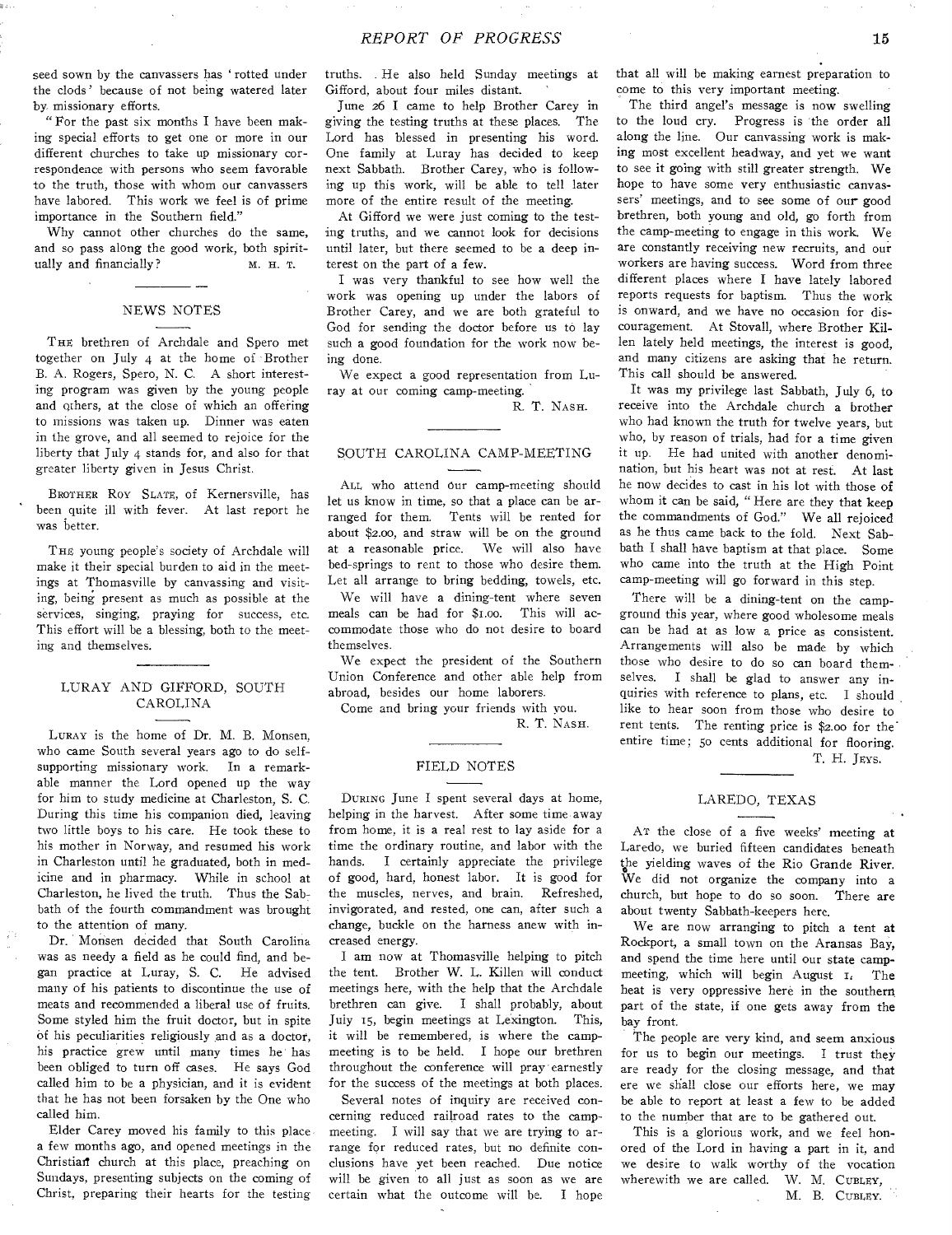seed sown by the canvassers has 'rotted under the clods' because of not being watered later by missionary efforts.

"For the past six months I have been making special efforts to get one or more in our different churches to take up missionary correspondence with persons who seem favorable to the truth, those with whom our canvassers have labored. This work we feel is of prime importance in the Southern field."

Why cannot other churches do the same, and so pass along the good work, both spiritually and financially?

M. H. T.

## NEWS NOTES

THE brethren of Archdale and Spero met together on July 4 at the home of Brother B. A. Rogers, Spero, N. C. A short interesting program was given by the young people and others, at the close of which an offering to missions was taken up. Dinner was eaten in the grove, and all seemed to rejoice for the liberty that July 4 stands for, and also for that greater liberty given in Jesus Christ.

BROTHER ROY SLATE, of Kernersville, has been quite ill with fever. At last report he was better.

THE young people's society of Archdale will make it their special burden to aid in the meetings at Thomasville by canvassing and visiting, being present as much as possible at the services, singing, praying for success, etc. This effort will be a blessing, both to the meeting and themselves.

## LURAY AND GIFFORD, SOUTH CAROLINA

LURAY is the home of Dr. M. B. Monsen, who came South several years ago to do self-supporting missionary work. In a remarkable manner the Lord opened up the way for him to study medicine at Charleston, S. C. During this time his companion died, leaving two little boys to his care. He took these to his mother in Norway, and resumed his work in Charleston until he graduated, both in medicine and in pharmacy. While in school at Charleston, he lived the truth. Thus the Sabbath of the fourth commandment was brought to the attention of many.

Dr. Monsen decided that South Carolina was as needy a field as he could find, and began practice at Luray, S. C. He advised many of his patients to discontinue the use of meats and recommended a liberal use of fruits. Some styled him the fruit doctor, but in spite of his peculiarities religiously and as a doctor, his practice grew until many times he has been obliged to turn off cases. He says God called him to be a physician, and it is evident that he has not been forsaken by the One who called him.

Elder Carey moved his family to this place a few months ago, and opened meetings in the Christian church at this place, preaching on Sundays, presenting subjects on the coming of Christ, preparing their hearts for the testing truths. He also held Sunday meetings at Gifford, about four miles distant.

June 26 I came to help Brother Carey in giving the testing truths at these places. The Lord has blessed in presenting his word. One family at Luray has decided to keep next Sabbath. Brother Carey, who is following up this work, will be able to tell later more of the entire result of the meeting.

At Gifford we were just coming to the testing truths, and we cannot look for decisions until later, but there seemed to be a deep interest on the part of a few.

I was very thankful to see how well the work was opening up under the labors of Brother Carey, and we are both grateful to God for sending the doctor before us to lay such a good foundation for the work now being done.

We expect a good representation from Luray at our coming camp-meeting.

R. T. NASH.

## SOUTH CAROLINA CAMP-MEETING

ALL who attend our camp-meeting should let us know in time, so that a place can be arranged for them. Tents will be rented for about $2.00, and straw will be on the ground at a reasonable price. We will also have bed-springs to rent to those who desire them. Let all arrange to bring bedding, towels, etc.

We will have a dining-tent where seven meals can be had for $1.00. This will accommodate those who do not desire to board themselves.

We expect the president of the Southern Union Conference and other able help from abroad, besides our home laborers.

Come and bring your friends with you.

R. T. NASH.

## FIELD NOTES

DURING June I spent several days at home, helping in the harvest. After some time away from home, it is a real rest to lay aside for a time the ordinary routine, and labor with the hands. I certainly appreciate the privilege of good, hard, honest labor. It is good for the muscles, nerves, and brain. Refreshed, invigorated, and rested, one can, after such a change, buckle on the harness anew with increased energy.

I am now at Thomasville helping to pitch the tent. Brother W. L. Killen will conduct meetings here, with the help that the Archdale brethren can give. I shall probably, about July 15, begin meetings at Lexington. This, it will be remembered, is where the camp-meeting is to be held. I hope our brethren throughout the conference will pray earnestly for the success of the meetings at both places.

Several notes of inquiry are received concerning reduced railroad rates to the camp-meeting. I will say that we are trying to arrange for reduced rates, but no definite conclusions have yet been reached. Due notice will be given to all just as soon as we are certain what the outcome will be. I hope that all will be making earnest preparation to come to this very important meeting.

The third angel's message is now swelling to the loud cry. Progress is the order all along the line. Our canvassing work is making most excellent headway, and yet we want to see it going with still greater strength. We hope to have some very enthusiastic canvassers' meetings, and to see some of our good brethren, both young and old, go forth from the camp-meeting to engage in this work. We are constantly receiving new recruits, and our workers are having success. Word from three different places where I have lately labored reports requests for baptism. Thus the work is onward, and we have no occasion for discouragement. At Stovall, where Brother Killen lately held meetings, the interest is good, and many citizens are asking that he return. This call should be answered.

It was my privilege last Sabbath, July 6, to receive into the Archdale church a brother who had known the truth for twelve years, but who, by reason of trials, had for a time given it up. He had united with another denomination, but his heart was not at rest. At last he now decides to cast in his lot with those of whom it can be said, "Here are they that keep the commandments of God." We all rejoiced as he thus came back to the fold. Next Sabbath I shall have baptism at that place. Some who came into the truth at the High Point camp-meeting will go forward in this step.

There will be a dining-tent on the camp-ground this year, where good wholesome meals can be had at as low a price as consistent. Arrangements will also be made by which those who desire to do so can board themselves. I shall be glad to answer any inquiries with reference to plans, etc. I should like to hear soon from those who desire to rent tents. The renting price is $2.00 for the entire time; 50 cents additional for flooring.

T. H. JEYS.

## LAREDO, TEXAS

AT the close of a five weeks' meeting at Laredo, we buried fifteen candidates beneath the yielding waves of the Rio Grande River. We did not organize the company into a church, but hope to do so soon. There are about twenty Sabbath-keepers here.

We are now arranging to pitch a tent at Rockport, a small town on the Aransas Bay, and spend the time here until our state camp-meeting, which will begin August 1. The heat is very oppressive here in the southern part of the state, if one gets away from the bay front.

The people are very kind, and seem anxious for us to begin our meetings. I trust they are ready for the closing message, and that ere we shall close our efforts here, we may be able to report at least a few to be added to the number that are to be gathered out.

This is a glorious work, and we feel honored of the Lord in having a part in it, and we desire to walk worthy of the vocation wherewith we are called.

W. M. CUBLEY,
M. B. CUBLEY.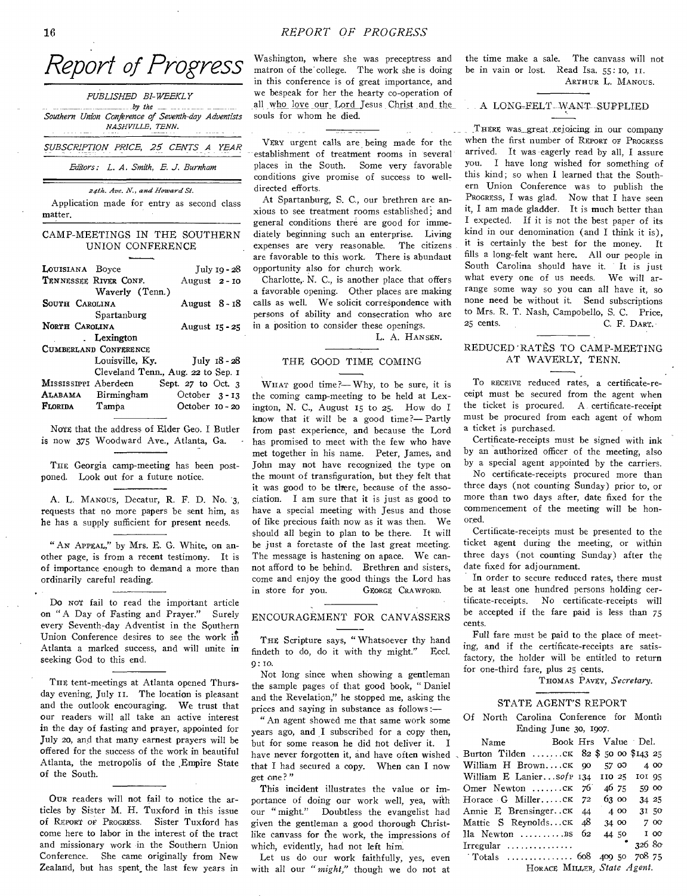# Report of Progress

*PUBLISHED BI-WEEKLY*
by the
*Southern Union Conference of Seventh-day Adventists*
*NASHVILLE, TENN.*

*SUBSCRIPTION PRICE, 25 CENTS A YEAR*

*Editors: L. A. Smith, E. J. Burnham*

*24th. Ave. N., and Howard St.*

Application made for entry as second class matter.

## CAMP-MEETINGS IN THE SOUTHERN UNION CONFERENCE

| | | |
|---|---|---|
| LOUISIANA | Boyce | July 19 - 28 |
| TENNESSEE RIVER CONF. | Waverly (Tenn.) | August 2 - 10 |
| SOUTH CAROLINA | Spartanburg | August 8 - 18 |
| NORTH CAROLINA | Lexington | August 15 - 25 |
| CUMBERLAND CONFERENCE | Louisville, Ky. | July 18 - 28 |
| | Cleveland Tenn., | Aug. 22 to Sep. 1 |
| MISSISSIPPI | Aberdeen | Sept. 27 to Oct. 3 |
| ALABAMA | Birmingham | October 3 - 13 |
| FLORIDA | Tampa | October 10 - 20 |

NOTE that the address of Elder Geo. I Butler is now 375 Woodward Ave., Atlanta, Ga.

THE Georgia camp-meeting has been postponed. Look out for a future notice.

A. L. MANOUS, Decatur, R. F. D. No. 3, requests that no more papers be sent him, as he has a supply sufficient for present needs.

"AN APPEAL," by Mrs. E. G. White, on another page, is from a recent testimony. It is of importance enough to demand a more than ordinarily careful reading.

Do NOT fail to read the important article on "A Day of Fasting and Prayer." Surely every Seventh-day Adventist in the Southern Union Conference desires to see the work in Atlanta a marked success, and will unite in seeking God to this end.

THE tent-meetings at Atlanta opened Thursday evening, July 11. The location is pleasant and the outlook encouraging. We trust that our readers will all take an active interest in the day of fasting and prayer, appointed for July 20, and that many earnest prayers will be offered for the success of the work in beautiful Atlanta, the metropolis of the Empire State of the South.

OUR readers will not fail to notice the articles by Sister M. H. Tuxford in this issue of REPORT OF PROGRESS. Sister Tuxford has come here to labor in the interest of the tract and missionary work in the Southern Union Conference. She came originally from New Zealand, but has spent the last few years in Washington, where she was preceptress and matron of the college. The work she is doing in this conference is of great importance, and we bespeak for her the hearty co-operation of all who love our Lord Jesus Christ and the souls for whom he died.

VERY urgent calls are being made for the establishment of treatment rooms in several places in the South. Some very favorable conditions give promise of success to well-directed efforts.

At Spartanburg, S. C., our brethren are anxious to see treatment rooms established; and general conditions there are good for immediately beginning such an enterprise. Living expenses are very reasonable. The citizens are favorable to this work. There is abundant opportunity also for church work.

Charlotte, N. C., is another place that offers a favorable opening. Other places are making calls as well. We solicit correspondence with persons of ability and consecration who are in a position to consider these openings.

L. A. HANSEN.

## THE GOOD TIME COMING

WHAT good time?— Why, to be sure, it is the coming camp-meeting to be held at Lexington, N. C., August 15 to 25. How do I know that it will be a good time?— Partly from past experience, and because the Lord has promised to meet with the few who have met together in his name. Peter, James, and John may not have recognized the type on the mount of transfiguration, but they felt that it was good to be there, because of the association. I am sure that it is just as good to have a special meeting with Jesus and those of like precious faith now as it was then. We should all begin to plan to be there. It will be just a foretaste of the last great meeting. The message is hastening on apace. We cannot afford to be behind. Brethren and sisters, come and enjoy the good things the Lord has in store for you.

GEORGE CRAWFORD.

## ENCOURAGEMENT FOR CANVASSERS

THE Scripture says, "Whatsoever thy hand findeth to do, do it with thy might." Eccl. 9: 10.

Not long since when showing a gentleman the sample pages of that good book, "Daniel and the Revelation," he stopped me, asking the prices and saying in substance as follows:—

"An agent showed me that same work some years ago, and I subscribed for a copy then, but for some reason he did not deliver it. I have never forgotten it, and have often wished that I had secured a copy. When can I now get one?"

This incident illustrates the value or importance of doing our work well, yea, with our "might." Doubtless the evangelist had given the gentleman a good thorough Christ-like canvass for the work, the impressions of which, evidently, had not left him.

Let us do our work faithfully, yes, even with all our *"might,"* though we do not at the time make a sale. The canvass will not be in vain or lost. Read Isa. 55: 10, 11.

ARTHUR L. MANOUS.

## A LONG-FELT WANT SUPPLIED

THERE was great rejoicing in our company when the first number of REPORT OF PROGRESS arrived. It was eagerly read by all, I assure you. I have long wished for something of this kind; so when I learned that the Southern Union Conference was to publish the PROGRESS, I was glad. Now that I have seen it, I am made gladder. It is much better than I expected. If it is not the best paper of its kind in our denomination (and I think it is), it is certainly the best for the money. It fills a long-felt want here. All our people in South Carolina should have it. It is just what every one of us needs. We will arrange some way so you can all have it, so none need be without it. Send subscriptions to Mrs. R. T. Nash, Campobello, S. C. Price, 25 cents.

C. F. DART.

## REDUCED RATES TO CAMP-MEETING AT WAVERLY, TENN.

To RECEIVE reduced rates, a certificate-receipt must be secured from the agent when the ticket is procured. A certificate-receipt must be procured from each agent of whom a ticket is purchased.

Certificate-receipts must be signed with ink by an authorized officer of the meeting, also by a special agent appointed by the carriers.

No certificate-receipts procured more than three days (not counting Sunday) prior to, or more than two days after, date fixed for the commencement of the meeting will be honored.

Certificate-receipts must be presented to the ticket agent during the meeting, or within three days (not counting Sunday) after the date fixed for adjournment.

In order to secure reduced rates, there must be at least one hundred persons holding certificate-receipts. No certificate-receipts will be accepted if the fare paid is less than 75 cents.

Full fare must be paid to the place of meeting, and if the certificate-receipts are satisfactory, the holder will be entitled to return for one-third fare, plus 25 cents.

THOMAS PAVEY, *Secretary.*

## STATE AGENT'S REPORT

Of North Carolina Conference for Month Ending June 30, 1907.

| Name | Book | Hrs | Value | Del. |
|---|---|---|---|---|
| Burton Tilden | CK | 82 | $ 50 00 | $143 25 |
| William H Brown | CK | 90 | 57 00 | 4 00 |
| William E Lanier | SofP | 134 | 110 25 | 101 95 |
| Omer Newton | CK | 76 | 46 75 | 59 00 |
| Horace G Miller | CK | 72 | 63 00 | 34 25 |
| Annie E Brensinger | CK | 44 | 4 00 | 31 50 |
| Mattie S Reynolds | CK | 48 | 34 00 | 7 00 |
| Ila Newton | BS | 62 | 44 50 | 1 00 |
| Irregular | | | | 326 80 |
| Totals | | 608 | 409 50 | 708 75 |

HORACE MILLER, *State Agent.*